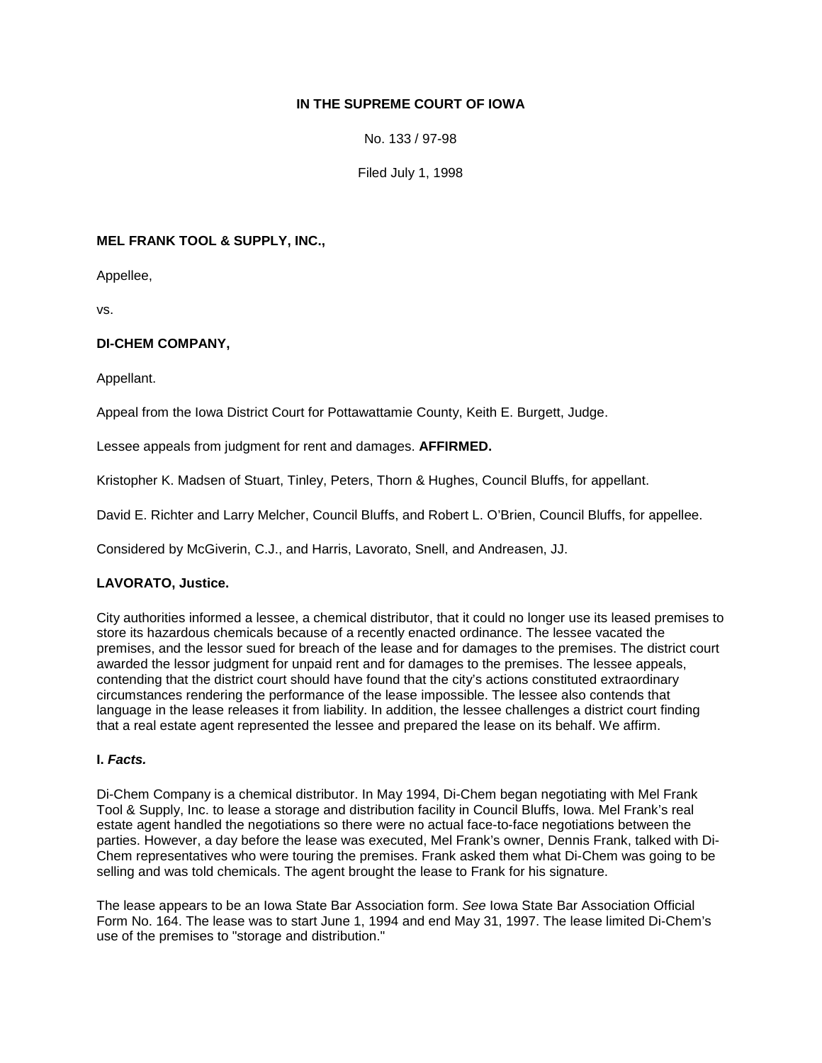**IN THE SUPREME COURT OF IOWA**

No. 133 / 97-98

Filed July 1, 1998

**MEL FRANK TOOL & SUPPLY, INC.,**

Appellee,

vs.

**DI-CHEM COMPANY,**

Appellant.

Appeal from the Iowa District Court for Pottawattamie County, Keith E. Burgett, Judge.

Lessee appeals from judgment for rent and damages. **AFFIRMED.**

Kristopher K. Madsen of Stuart, Tinley, Peters, Thorn & Hughes, Council Bluffs, for appellant.

David E. Richter and Larry Melcher, Council Bluffs, and Robert L. O'Brien, Council Bluffs, for appellee.

Considered by McGiverin, C.J., and Harris, Lavorato, Snell, and Andreasen, JJ.

**LAVORATO, Justice.**

City authorities informed a lessee, a chemical distributor, that it could no longer use its leased premises to store its hazardous chemicals because of a recently enacted ordinance. The lessee vacated the premises, and the lessor sued for breach of the lease and for damages to the premises. The district court awarded the lessor judgment for unpaid rent and for damages to the premises. The lessee appeals, contending that the district court should have found that the city's actions constituted extraordinary circumstances rendering the performance of the lease impossible. The lessee also contends that language in the lease releases it from liability. In addition, the lessee challenges a district court finding that a real estate agent represented the lessee and prepared the lease on its behalf. We affirm.

## I. *Facts.*

Di-Chem Company is a chemical distributor. In May 1994, Di-Chem began negotiating with Mel Frank Tool & Supply, Inc. to lease a storage and distribution facility in Council Bluffs, Iowa. Mel Frank's real estate agent handled the negotiations so there were no actual face-to-face negotiations between the parties. However, a day before the lease was executed, Mel Frank's owner, Dennis Frank, talked with Di-Chem representatives who were touring the premises. Frank asked them what Di-Chem was going to be selling and was told chemicals. The agent brought the lease to Frank for his signature.

The lease appears to be an Iowa State Bar Association form. *See* Iowa State Bar Association Official Form No. 164. The lease was to start June 1, 1994 and end May 31, 1997. The lease limited Di-Chem's use of the premises to "storage and distribution."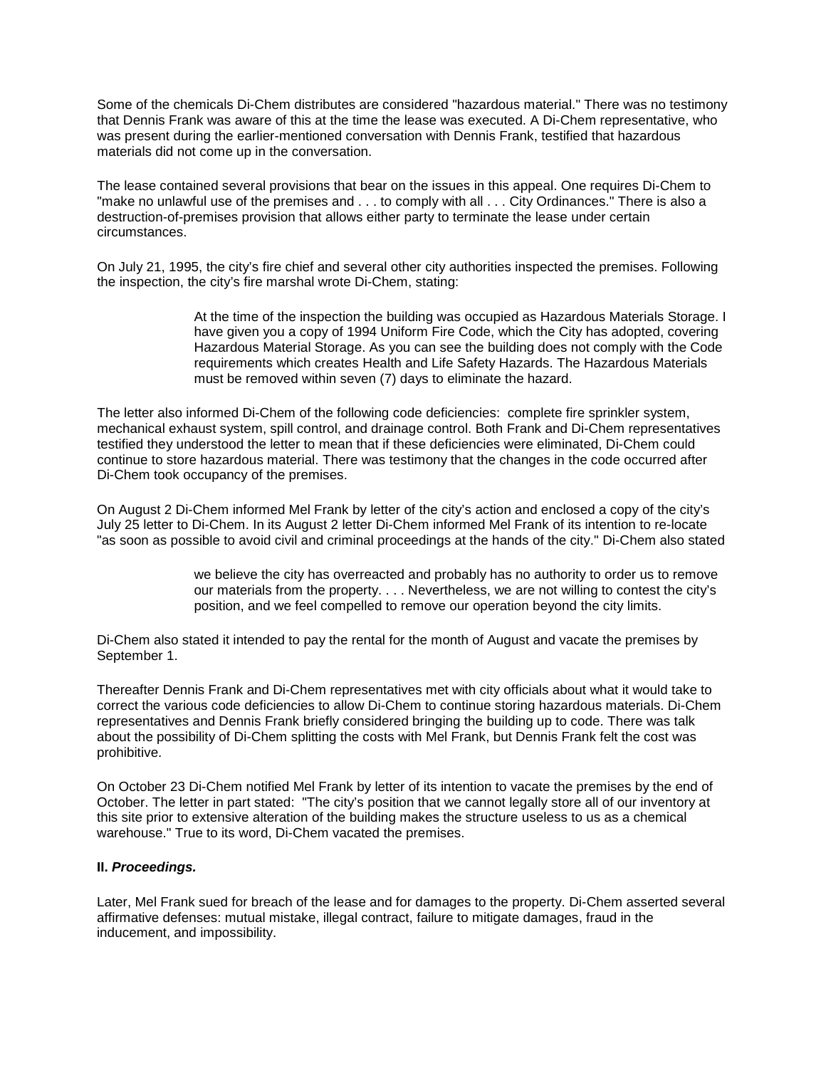Some of the chemicals Di-Chem distributes are considered "hazardous material." There was no testimony that Dennis Frank was aware of this at the time the lease was executed. A Di-Chem representative, who was present during the earlier-mentioned conversation with Dennis Frank, testified that hazardous materials did not come up in the conversation.

The lease contained several provisions that bear on the issues in this appeal. One requires Di-Chem to "make no unlawful use of the premises and . . . to comply with all . . . City Ordinances." There is also a destruction-of-premises provision that allows either party to terminate the lease under certain circumstances.

On July 21, 1995, the city's fire chief and several other city authorities inspected the premises. Following the inspection, the city's fire marshal wrote Di-Chem, stating:

> At the time of the inspection the building was occupied as Hazardous Materials Storage. I have given you a copy of 1994 Uniform Fire Code, which the City has adopted, covering Hazardous Material Storage. As you can see the building does not comply with the Code requirements which creates Health and Life Safety Hazards. The Hazardous Materials must be removed within seven (7) days to eliminate the hazard.

The letter also informed Di-Chem of the following code deficiencies: complete fire sprinkler system, mechanical exhaust system, spill control, and drainage control. Both Frank and Di-Chem representatives testified they understood the letter to mean that if these deficiencies were eliminated, Di-Chem could continue to store hazardous material. There was testimony that the changes in the code occurred after Di-Chem took occupancy of the premises.

On August 2 Di-Chem informed Mel Frank by letter of the city's action and enclosed a copy of the city's July 25 letter to Di-Chem. In its August 2 letter Di-Chem informed Mel Frank of its intention to re-locate "as soon as possible to avoid civil and criminal proceedings at the hands of the city." Di-Chem also stated

> we believe the city has overreacted and probably has no authority to order us to remove our materials from the property. . . . Nevertheless, we are not willing to contest the city's position, and we feel compelled to remove our operation beyond the city limits.

Di-Chem also stated it intended to pay the rental for the month of August and vacate the premises by September 1.

Thereafter Dennis Frank and Di-Chem representatives met with city officials about what it would take to correct the various code deficiencies to allow Di-Chem to continue storing hazardous materials. Di-Chem representatives and Dennis Frank briefly considered bringing the building up to code. There was talk about the possibility of Di-Chem splitting the costs with Mel Frank, but Dennis Frank felt the cost was prohibitive.

On October 23 Di-Chem notified Mel Frank by letter of its intention to vacate the premises by the end of October. The letter in part stated: "The city's position that we cannot legally store all of our inventory at this site prior to extensive alteration of the building makes the structure useless to us as a chemical warehouse." True to its word, Di-Chem vacated the premises.

**II. *Proceedings.***

Later, Mel Frank sued for breach of the lease and for damages to the property. Di-Chem asserted several affirmative defenses: mutual mistake, illegal contract, failure to mitigate damages, fraud in the inducement, and impossibility.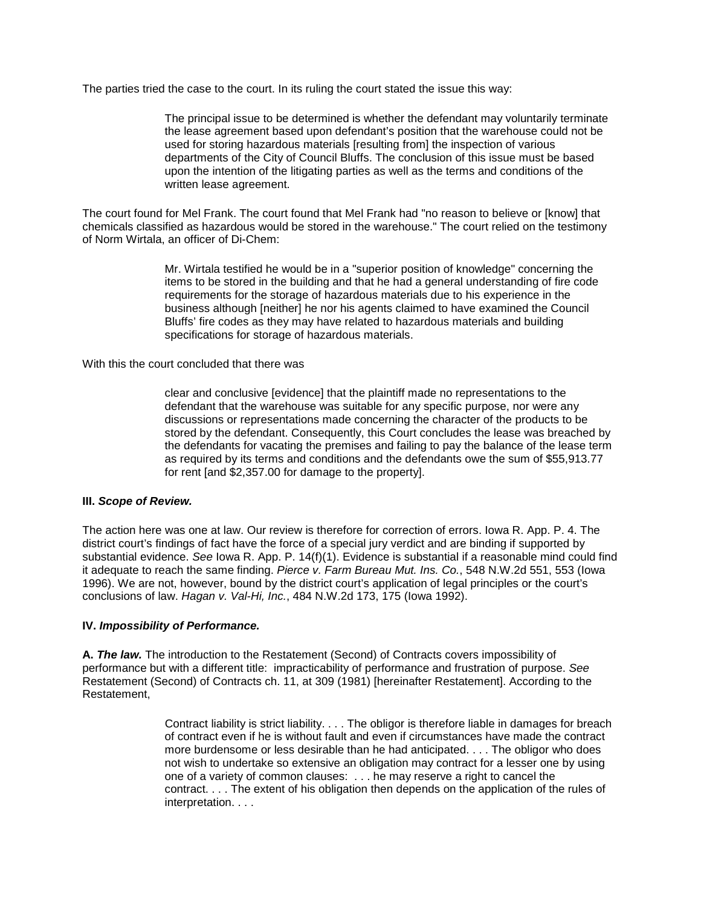The parties tried the case to the court. In its ruling the court stated the issue this way:

> The principal issue to be determined is whether the defendant may voluntarily terminate the lease agreement based upon defendant's position that the warehouse could not be used for storing hazardous materials [resulting from] the inspection of various departments of the City of Council Bluffs. The conclusion of this issue must be based upon the intention of the litigating parties as well as the terms and conditions of the written lease agreement.

The court found for Mel Frank. The court found that Mel Frank had "no reason to believe or [know] that chemicals classified as hazardous would be stored in the warehouse." The court relied on the testimony of Norm Wirtala, an officer of Di-Chem:

> Mr. Wirtala testified he would be in a "superior position of knowledge" concerning the items to be stored in the building and that he had a general understanding of fire code requirements for the storage of hazardous materials due to his experience in the business although [neither] he nor his agents claimed to have examined the Council Bluffs' fire codes as they may have related to hazardous materials and building specifications for storage of hazardous materials.

With this the court concluded that there was

> clear and conclusive [evidence] that the plaintiff made no representations to the defendant that the warehouse was suitable for any specific purpose, nor were any discussions or representations made concerning the character of the products to be stored by the defendant. Consequently, this Court concludes the lease was breached by the defendants for vacating the premises and failing to pay the balance of the lease term as required by its terms and conditions and the defendants owe the sum of $55,913.77 for rent [and $2,357.00 for damage to the property].

**III. *Scope of Review.***

The action here was one at law. Our review is therefore for correction of errors. Iowa R. App. P. 4. The district court's findings of fact have the force of a special jury verdict and are binding if supported by substantial evidence. *See* Iowa R. App. P. 14(f)(1). Evidence is substantial if a reasonable mind could find it adequate to reach the same finding. *Pierce v. Farm Bureau Mut. Ins. Co.*, 548 N.W.2d 551, 553 (Iowa 1996). We are not, however, bound by the district court's application of legal principles or the court's conclusions of law. *Hagan v. Val-Hi, Inc.*, 484 N.W.2d 173, 175 (Iowa 1992).

**IV. *Impossibility of Performance.***

**A. *The law.*** The introduction to the Restatement (Second) of Contracts covers impossibility of performance but with a different title: impracticability of performance and frustration of purpose. *See* Restatement (Second) of Contracts ch. 11, at 309 (1981) [hereinafter Restatement]. According to the Restatement,

> Contract liability is strict liability. . . . The obligor is therefore liable in damages for breach of contract even if he is without fault and even if circumstances have made the contract more burdensome or less desirable than he had anticipated. . . . The obligor who does not wish to undertake so extensive an obligation may contract for a lesser one by using one of a variety of common clauses: . . . he may reserve a right to cancel the contract. . . . The extent of his obligation then depends on the application of the rules of interpretation. . . .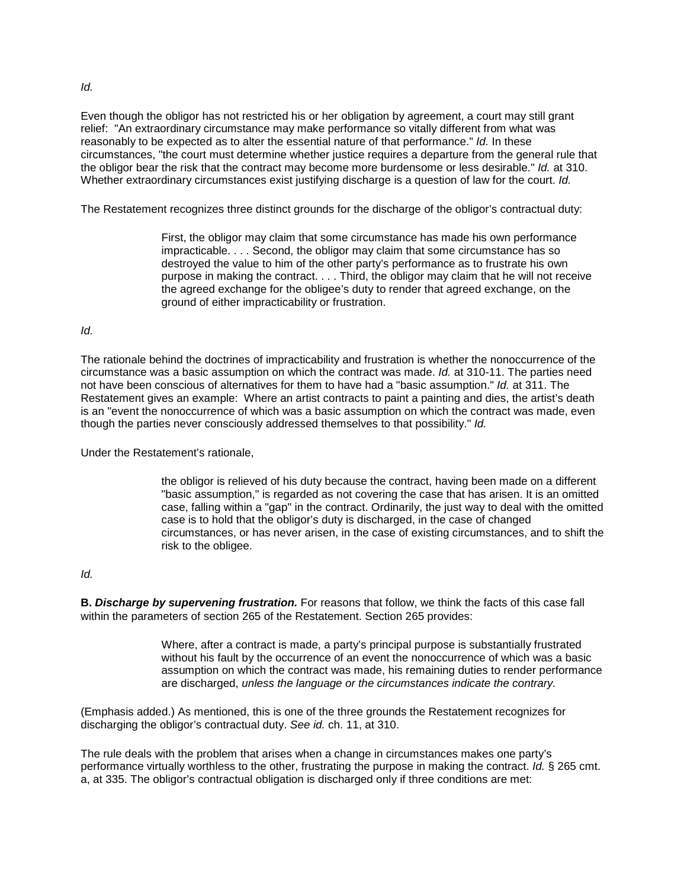*Id.*

Even though the obligor has not restricted his or her obligation by agreement, a court may still grant relief: "An extraordinary circumstance may make performance so vitally different from what was reasonably to be expected as to alter the essential nature of that performance." *Id.* In these circumstances, "the court must determine whether justice requires a departure from the general rule that the obligor bear the risk that the contract may become more burdensome or less desirable." *Id.* at 310. Whether extraordinary circumstances exist justifying discharge is a question of law for the court. *Id.*

The Restatement recognizes three distinct grounds for the discharge of the obligor's contractual duty:

> First, the obligor may claim that some circumstance has made his own performance impracticable. . . . Second, the obligor may claim that some circumstance has so destroyed the value to him of the other party's performance as to frustrate his own purpose in making the contract. . . . Third, the obligor may claim that he will not receive the agreed exchange for the obligee's duty to render that agreed exchange, on the ground of either impracticability or frustration.

*Id.*

The rationale behind the doctrines of impracticability and frustration is whether the nonoccurrence of the circumstance was a basic assumption on which the contract was made. *Id.* at 310-11. The parties need not have been conscious of alternatives for them to have had a "basic assumption." *Id.* at 311. The Restatement gives an example: Where an artist contracts to paint a painting and dies, the artist's death is an "event the nonoccurrence of which was a basic assumption on which the contract was made, even though the parties never consciously addressed themselves to that possibility." *Id.*

Under the Restatement's rationale,

> the obligor is relieved of his duty because the contract, having been made on a different "basic assumption," is regarded as not covering the case that has arisen. It is an omitted case, falling within a "gap" in the contract. Ordinarily, the just way to deal with the omitted case is to hold that the obligor's duty is discharged, in the case of changed circumstances, or has never arisen, in the case of existing circumstances, and to shift the risk to the obligee.

*Id.*

**B. *Discharge by supervening frustration.*** For reasons that follow, we think the facts of this case fall within the parameters of section 265 of the Restatement. Section 265 provides:

> Where, after a contract is made, a party's principal purpose is substantially frustrated without his fault by the occurrence of an event the nonoccurrence of which was a basic assumption on which the contract was made, his remaining duties to render performance are discharged, *unless the language or the circumstances indicate the contrary.*

(Emphasis added.) As mentioned, this is one of the three grounds the Restatement recognizes for discharging the obligor's contractual duty. *See id.* ch. 11, at 310.

The rule deals with the problem that arises when a change in circumstances makes one party's performance virtually worthless to the other, frustrating the purpose in making the contract. *Id.* § 265 cmt. a, at 335. The obligor's contractual obligation is discharged only if three conditions are met: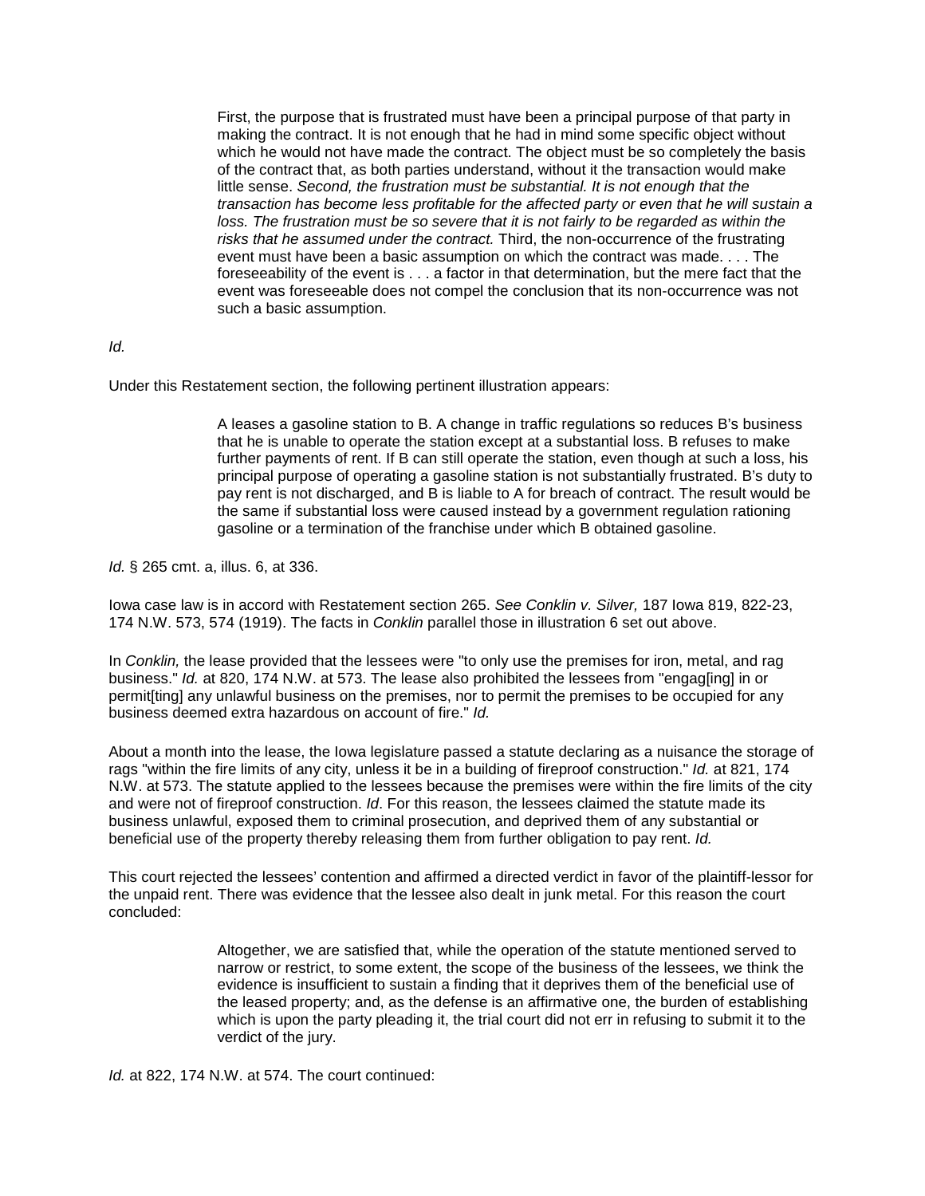> First, the purpose that is frustrated must have been a principal purpose of that party in making the contract. It is not enough that he had in mind some specific object without which he would not have made the contract. The object must be so completely the basis of the contract that, as both parties understand, without it the transaction would make little sense. *Second, the frustration must be substantial. It is not enough that the transaction has become less profitable for the affected party or even that he will sustain a loss. The frustration must be so severe that it is not fairly to be regarded as within the risks that he assumed under the contract.* Third, the non-occurrence of the frustrating event must have been a basic assumption on which the contract was made. . . . The foreseeability of the event is . . . a factor in that determination, but the mere fact that the event was foreseeable does not compel the conclusion that its non-occurrence was not such a basic assumption.

*Id.*

Under this Restatement section, the following pertinent illustration appears:

> A leases a gasoline station to B. A change in traffic regulations so reduces B's business that he is unable to operate the station except at a substantial loss. B refuses to make further payments of rent. If B can still operate the station, even though at such a loss, his principal purpose of operating a gasoline station is not substantially frustrated. B's duty to pay rent is not discharged, and B is liable to A for breach of contract. The result would be the same if substantial loss were caused instead by a government regulation rationing gasoline or a termination of the franchise under which B obtained gasoline.

*Id.* § 265 cmt. a, illus. 6, at 336.

Iowa case law is in accord with Restatement section 265. *See Conklin v. Silver,* 187 Iowa 819, 822-23, 174 N.W. 573, 574 (1919). The facts in *Conklin* parallel those in illustration 6 set out above.

In *Conklin,* the lease provided that the lessees were "to only use the premises for iron, metal, and rag business." *Id.* at 820, 174 N.W. at 573. The lease also prohibited the lessees from "engag[ing] in or permit[ting] any unlawful business on the premises, nor to permit the premises to be occupied for any business deemed extra hazardous on account of fire." *Id.*

About a month into the lease, the Iowa legislature passed a statute declaring as a nuisance the storage of rags "within the fire limits of any city, unless it be in a building of fireproof construction." *Id.* at 821, 174 N.W. at 573. The statute applied to the lessees because the premises were within the fire limits of the city and were not of fireproof construction. *Id*. For this reason, the lessees claimed the statute made its business unlawful, exposed them to criminal prosecution, and deprived them of any substantial or beneficial use of the property thereby releasing them from further obligation to pay rent. *Id.*

This court rejected the lessees' contention and affirmed a directed verdict in favor of the plaintiff-lessor for the unpaid rent. There was evidence that the lessee also dealt in junk metal. For this reason the court concluded:

> Altogether, we are satisfied that, while the operation of the statute mentioned served to narrow or restrict, to some extent, the scope of the business of the lessees, we think the evidence is insufficient to sustain a finding that it deprives them of the beneficial use of the leased property; and, as the defense is an affirmative one, the burden of establishing which is upon the party pleading it, the trial court did not err in refusing to submit it to the verdict of the jury.

*Id.* at 822, 174 N.W. at 574. The court continued: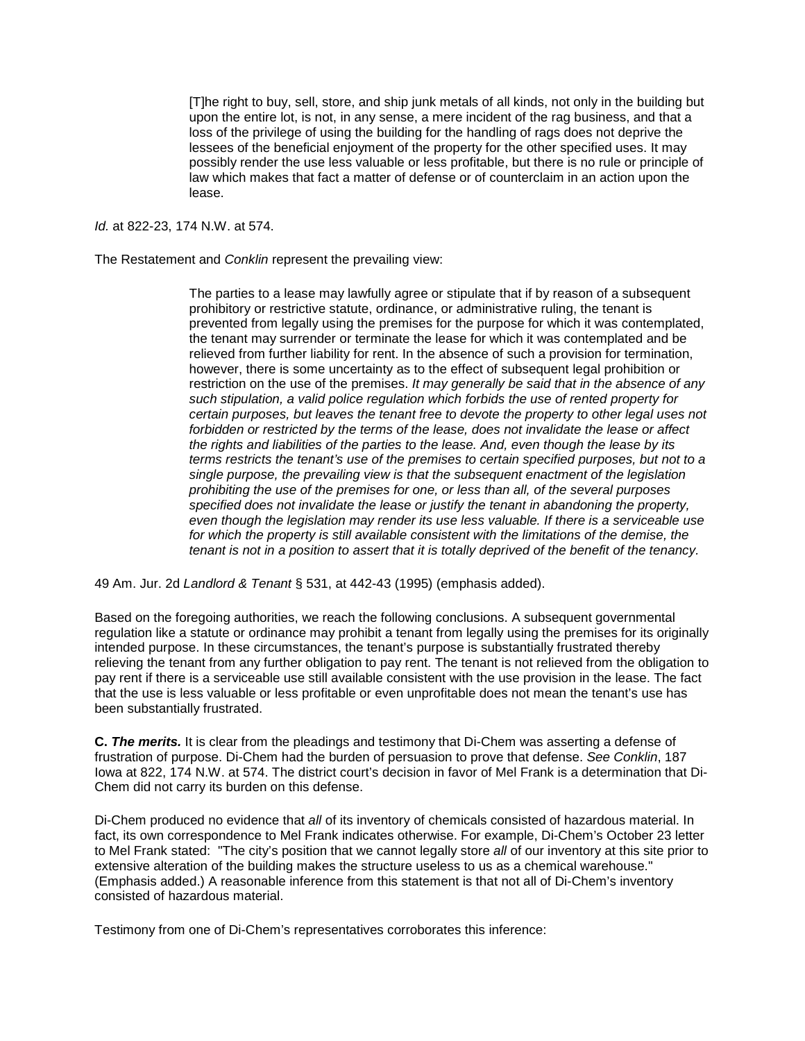> [T]he right to buy, sell, store, and ship junk metals of all kinds, not only in the building but upon the entire lot, is not, in any sense, a mere incident of the rag business, and that a loss of the privilege of using the building for the handling of rags does not deprive the lessees of the beneficial enjoyment of the property for the other specified uses. It may possibly render the use less valuable or less profitable, but there is no rule or principle of law which makes that fact a matter of defense or of counterclaim in an action upon the lease.

*Id.* at 822-23, 174 N.W. at 574.

The Restatement and *Conklin* represent the prevailing view:

> The parties to a lease may lawfully agree or stipulate that if by reason of a subsequent prohibitory or restrictive statute, ordinance, or administrative ruling, the tenant is prevented from legally using the premises for the purpose for which it was contemplated, the tenant may surrender or terminate the lease for which it was contemplated and be relieved from further liability for rent. In the absence of such a provision for termination, however, there is some uncertainty as to the effect of subsequent legal prohibition or restriction on the use of the premises. *It may generally be said that in the absence of any such stipulation, a valid police regulation which forbids the use of rented property for certain purposes, but leaves the tenant free to devote the property to other legal uses not forbidden or restricted by the terms of the lease, does not invalidate the lease or affect the rights and liabilities of the parties to the lease. And, even though the lease by its terms restricts the tenant's use of the premises to certain specified purposes, but not to a single purpose, the prevailing view is that the subsequent enactment of the legislation prohibiting the use of the premises for one, or less than all, of the several purposes specified does not invalidate the lease or justify the tenant in abandoning the property, even though the legislation may render its use less valuable. If there is a serviceable use for which the property is still available consistent with the limitations of the demise, the tenant is not in a position to assert that it is totally deprived of the benefit of the tenancy.*

49 Am. Jur. 2d *Landlord & Tenant* § 531, at 442-43 (1995) (emphasis added).

Based on the foregoing authorities, we reach the following conclusions. A subsequent governmental regulation like a statute or ordinance may prohibit a tenant from legally using the premises for its originally intended purpose. In these circumstances, the tenant's purpose is substantially frustrated thereby relieving the tenant from any further obligation to pay rent. The tenant is not relieved from the obligation to pay rent if there is a serviceable use still available consistent with the use provision in the lease. The fact that the use is less valuable or less profitable or even unprofitable does not mean the tenant's use has been substantially frustrated.

**C. *The merits.*** It is clear from the pleadings and testimony that Di-Chem was asserting a defense of frustration of purpose. Di-Chem had the burden of persuasion to prove that defense. *See Conklin*, 187 Iowa at 822, 174 N.W. at 574. The district court's decision in favor of Mel Frank is a determination that Di-Chem did not carry its burden on this defense.

Di-Chem produced no evidence that *all* of its inventory of chemicals consisted of hazardous material. In fact, its own correspondence to Mel Frank indicates otherwise. For example, Di-Chem's October 23 letter to Mel Frank stated: "The city's position that we cannot legally store *all* of our inventory at this site prior to extensive alteration of the building makes the structure useless to us as a chemical warehouse." (Emphasis added.) A reasonable inference from this statement is that not all of Di-Chem's inventory consisted of hazardous material.

Testimony from one of Di-Chem's representatives corroborates this inference: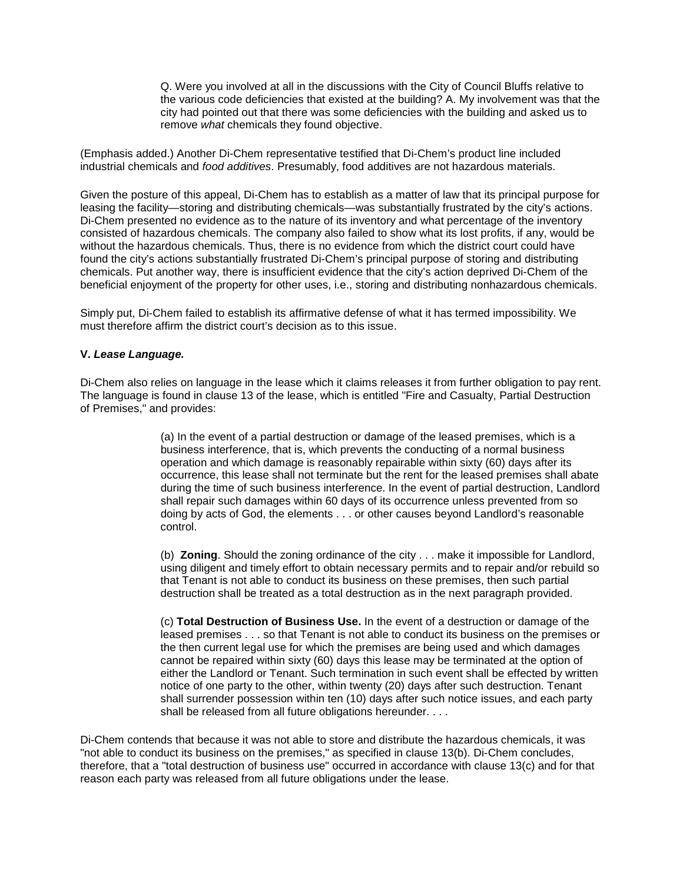> Q. Were you involved at all in the discussions with the City of Council Bluffs relative to the various code deficiencies that existed at the building? A. My involvement was that the city had pointed out that there was some deficiencies with the building and asked us to remove *what* chemicals they found objective.

(Emphasis added.) Another Di-Chem representative testified that Di-Chem's product line included industrial chemicals and *food additives*. Presumably, food additives are not hazardous materials.

Given the posture of this appeal, Di-Chem has to establish as a matter of law that its principal purpose for leasing the facility—storing and distributing chemicals—was substantially frustrated by the city's actions. Di-Chem presented no evidence as to the nature of its inventory and what percentage of the inventory consisted of hazardous chemicals. The company also failed to show what its lost profits, if any, would be without the hazardous chemicals. Thus, there is no evidence from which the district court could have found the city's actions substantially frustrated Di-Chem's principal purpose of storing and distributing chemicals. Put another way, there is insufficient evidence that the city's action deprived Di-Chem of the beneficial enjoyment of the property for other uses, i.e., storing and distributing nonhazardous chemicals.

Simply put, Di-Chem failed to establish its affirmative defense of what it has termed impossibility. We must therefore affirm the district court's decision as to this issue.

**V. *Lease Language.***

Di-Chem also relies on language in the lease which it claims releases it from further obligation to pay rent. The language is found in clause 13 of the lease, which is entitled "Fire and Casualty, Partial Destruction of Premises," and provides:

> (a) In the event of a partial destruction or damage of the leased premises, which is a business interference, that is, which prevents the conducting of a normal business operation and which damage is reasonably repairable within sixty (60) days after its occurrence, this lease shall not terminate but the rent for the leased premises shall abate during the time of such business interference. In the event of partial destruction, Landlord shall repair such damages within 60 days of its occurrence unless prevented from so doing by acts of God, the elements . . . or other causes beyond Landlord's reasonable control.
>
> (b) **Zoning**. Should the zoning ordinance of the city . . . make it impossible for Landlord, using diligent and timely effort to obtain necessary permits and to repair and/or rebuild so that Tenant is not able to conduct its business on these premises, then such partial destruction shall be treated as a total destruction as in the next paragraph provided.
>
> (c) **Total Destruction of Business Use.** In the event of a destruction or damage of the leased premises . . . so that Tenant is not able to conduct its business on the premises or the then current legal use for which the premises are being used and which damages cannot be repaired within sixty (60) days this lease may be terminated at the option of either the Landlord or Tenant. Such termination in such event shall be effected by written notice of one party to the other, within twenty (20) days after such destruction. Tenant shall surrender possession within ten (10) days after such notice issues, and each party shall be released from all future obligations hereunder. . . .

Di-Chem contends that because it was not able to store and distribute the hazardous chemicals, it was "not able to conduct its business on the premises," as specified in clause 13(b). Di-Chem concludes, therefore, that a "total destruction of business use" occurred in accordance with clause 13(c) and for that reason each party was released from all future obligations under the lease.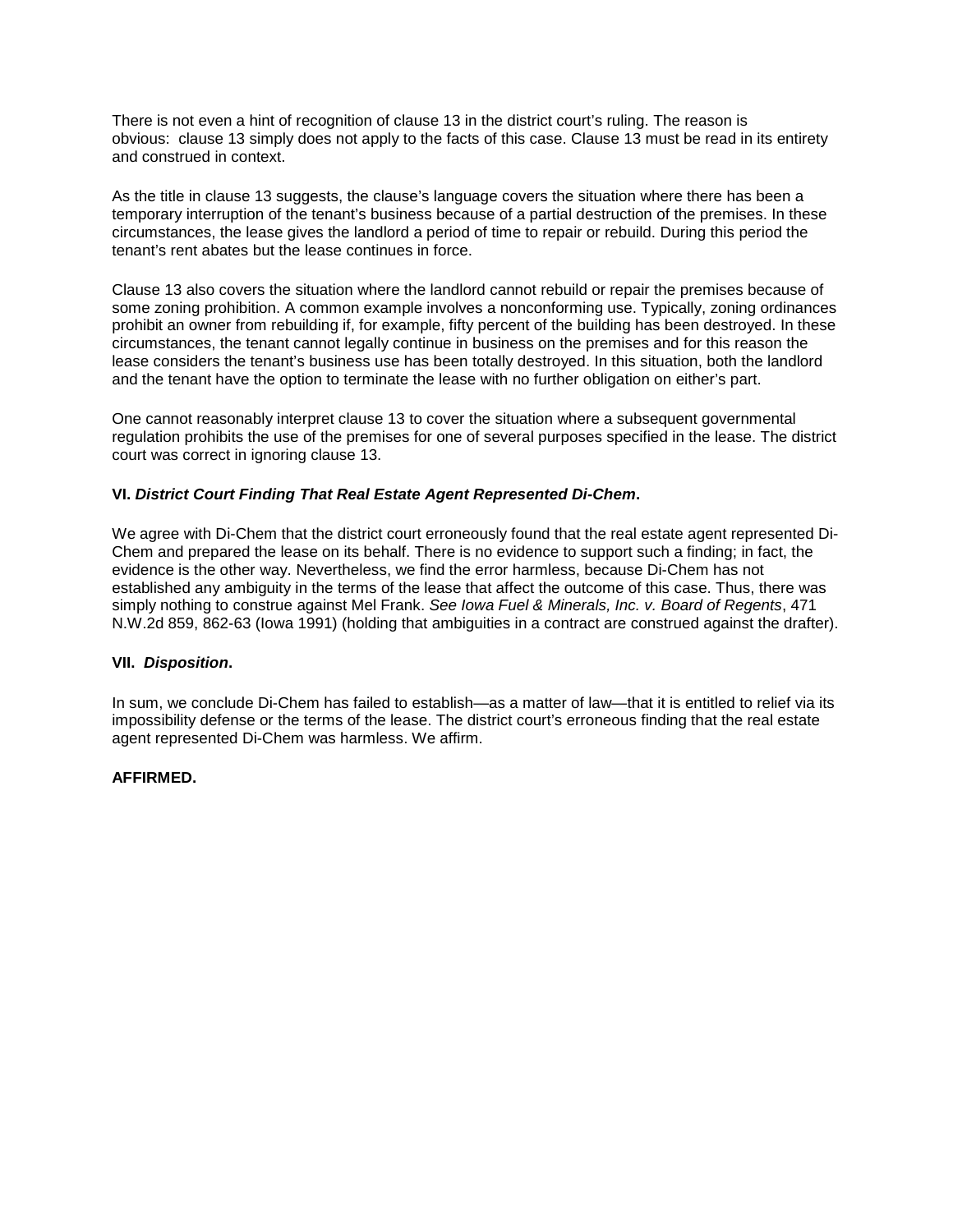There is not even a hint of recognition of clause 13 in the district court's ruling. The reason is obvious: clause 13 simply does not apply to the facts of this case. Clause 13 must be read in its entirety and construed in context.

As the title in clause 13 suggests, the clause's language covers the situation where there has been a temporary interruption of the tenant's business because of a partial destruction of the premises. In these circumstances, the lease gives the landlord a period of time to repair or rebuild. During this period the tenant's rent abates but the lease continues in force.

Clause 13 also covers the situation where the landlord cannot rebuild or repair the premises because of some zoning prohibition. A common example involves a nonconforming use. Typically, zoning ordinances prohibit an owner from rebuilding if, for example, fifty percent of the building has been destroyed. In these circumstances, the tenant cannot legally continue in business on the premises and for this reason the lease considers the tenant's business use has been totally destroyed. In this situation, both the landlord and the tenant have the option to terminate the lease with no further obligation on either's part.

One cannot reasonably interpret clause 13 to cover the situation where a subsequent governmental regulation prohibits the use of the premises for one of several purposes specified in the lease. The district court was correct in ignoring clause 13.

### VI. *District Court Finding That Real Estate Agent Represented Di-Chem*.

We agree with Di-Chem that the district court erroneously found that the real estate agent represented Di-Chem and prepared the lease on its behalf. There is no evidence to support such a finding; in fact, the evidence is the other way. Nevertheless, we find the error harmless, because Di-Chem has not established any ambiguity in the terms of the lease that affect the outcome of this case. Thus, there was simply nothing to construe against Mel Frank. *See Iowa Fuel & Minerals, Inc. v. Board of Regents*, 471 N.W.2d 859, 862-63 (Iowa 1991) (holding that ambiguities in a contract are construed against the drafter).

### VII. *Disposition*.

In sum, we conclude Di-Chem has failed to establish—as a matter of law—that it is entitled to relief via its impossibility defense or the terms of the lease. The district court's erroneous finding that the real estate agent represented Di-Chem was harmless. We affirm.

**AFFIRMED.**